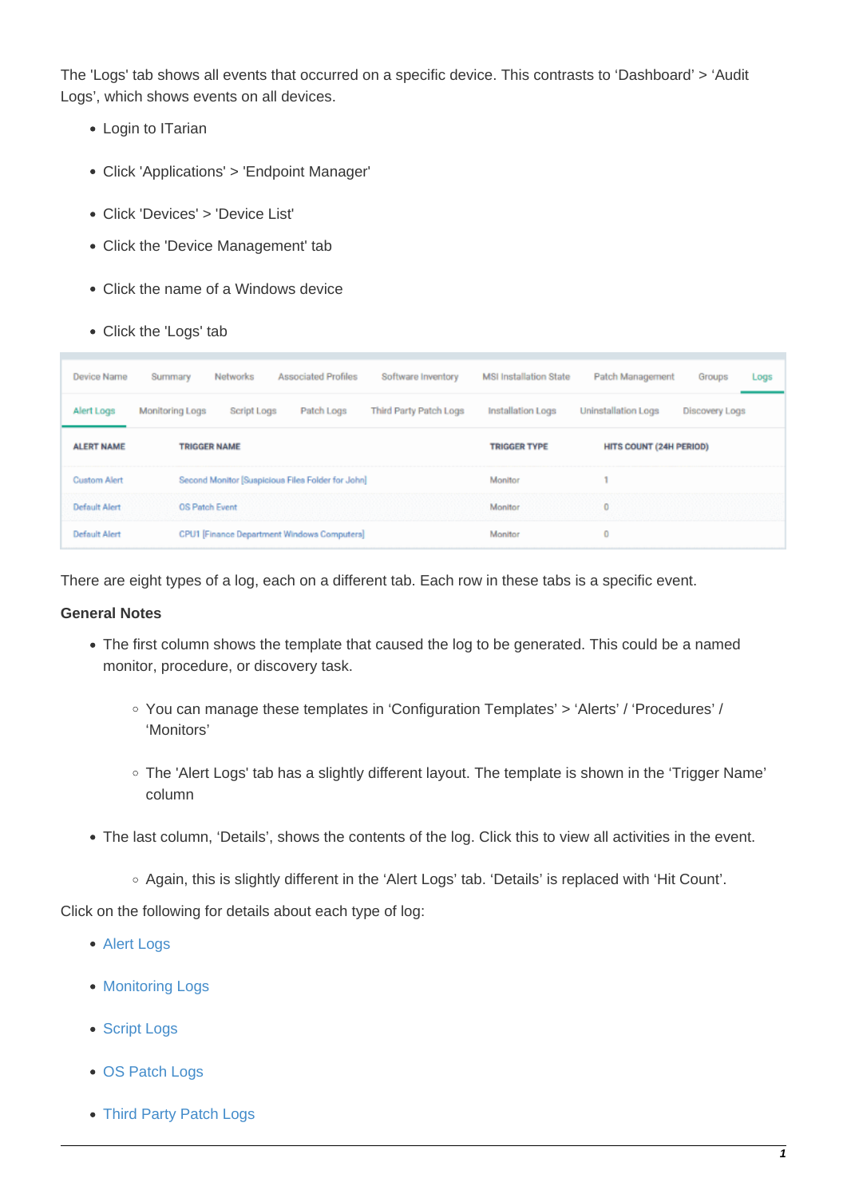The 'Logs' tab shows all events that occurred on a specific device. This contrasts to 'Dashboard' > 'Audit Logs', which shows events on all devices.

- Login to ITarian
- Click 'Applications' > 'Endpoint Manager'
- Click 'Devices' > 'Device List'
- Click the 'Device Management' tab
- Click the name of a Windows device
- Click the 'Logs' tab

Device Name | Summary | Networks | Associated Profiles | Software Inventory | MSI Installation State | Patch Management | Groups | Logs

Alert Logs | Monitoring Logs | Script Logs | Patch Logs | Third Party Patch Logs | Installation Logs | Uninstallation Logs | Discovery Logs

| ALERT NAME | TRIGGER NAME | TRIGGER TYPE | HITS COUNT (24H PERIOD) |
|---|---|---|---|
| Custom Alert | Second Monitor [Suspicious Files Folder for John] | Monitor | 1 |
| Default Alert | OS Patch Event | Monitor | 0 |
| Default Alert | CPU1 [Finance Department Windows Computers] | Monitor | 0 |

There are eight types of a log, each on a different tab. Each row in these tabs is a specific event.

**General Notes**

- The first column shows the template that caused the log to be generated. This could be a named monitor, procedure, or discovery task.
  - You can manage these templates in 'Configuration Templates' > 'Alerts' / 'Procedures' / 'Monitors'
  - The 'Alert Logs' tab has a slightly different layout. The template is shown in the 'Trigger Name' column
- The last column, 'Details', shows the contents of the log. Click this to view all activities in the event.
  - Again, this is slightly different in the 'Alert Logs' tab. 'Details' is replaced with 'Hit Count'.

Click on the following for details about each type of log:

- Alert Logs
- Monitoring Logs
- Script Logs
- OS Patch Logs
- Third Party Patch Logs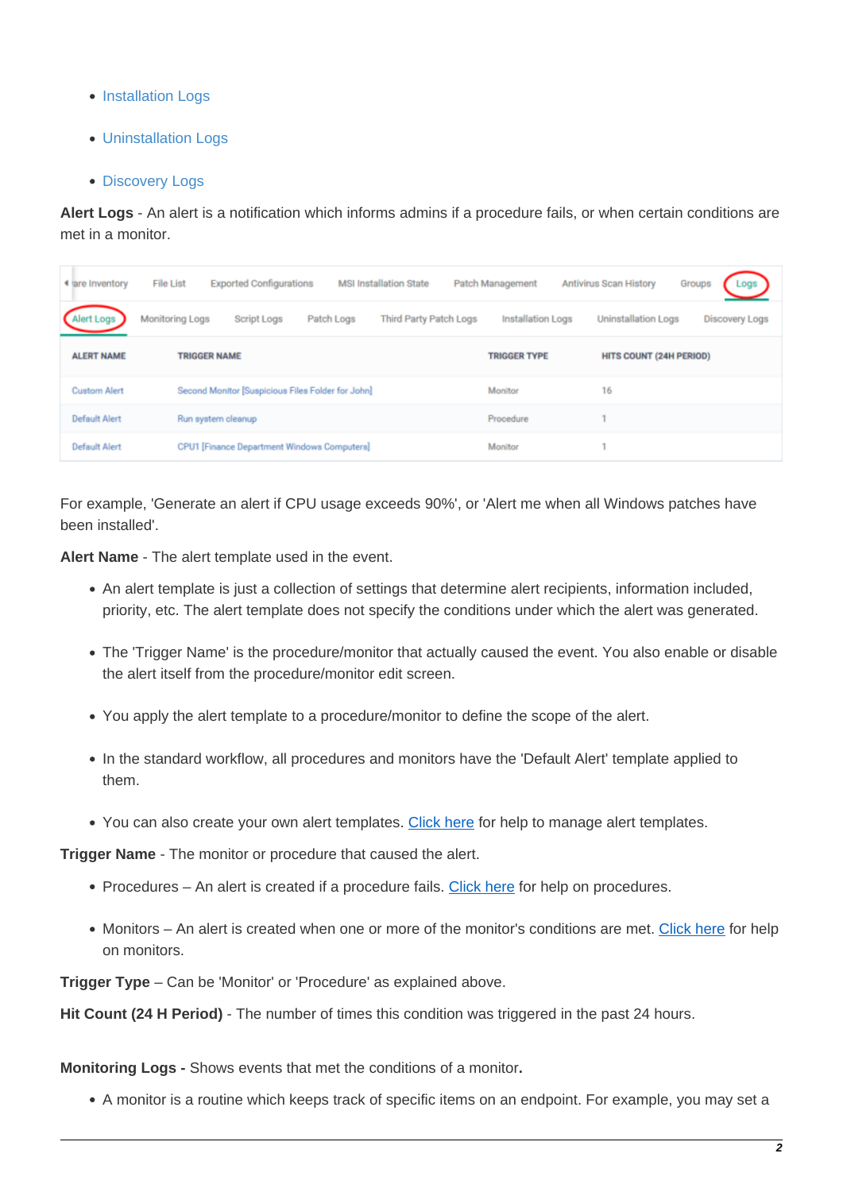- Installation Logs
- Uninstallation Logs
- Discovery Logs

**Alert Logs** - An alert is a notification which informs admins if a procedure fails, or when certain conditions are met in a monitor.

| ALERT NAME | TRIGGER NAME | TRIGGER TYPE | HITS COUNT (24H PERIOD) |
|---|---|---|---|
| Custom Alert | Second Monitor [Suspicious Files Folder for John] | Monitor | 16 |
| Default Alert | Run system cleanup | Procedure | 1 |
| Default Alert | CPU1 [Finance Department Windows Computers] | Monitor | 1 |

For example, 'Generate an alert if CPU usage exceeds 90%', or 'Alert me when all Windows patches have been installed'.

**Alert Name** - The alert template used in the event.

- An alert template is just a collection of settings that determine alert recipients, information included, priority, etc. The alert template does not specify the conditions under which the alert was generated.
- The 'Trigger Name' is the procedure/monitor that actually caused the event. You also enable or disable the alert itself from the procedure/monitor edit screen.
- You apply the alert template to a procedure/monitor to define the scope of the alert.
- In the standard workflow, all procedures and monitors have the 'Default Alert' template applied to them.
- You can also create your own alert templates. Click here for help to manage alert templates.

**Trigger Name** - The monitor or procedure that caused the alert.

- Procedures – An alert is created if a procedure fails. Click here for help on procedures.
- Monitors – An alert is created when one or more of the monitor's conditions are met. Click here for help on monitors.

**Trigger Type** – Can be 'Monitor' or 'Procedure' as explained above.

**Hit Count (24 H Period)** - The number of times this condition was triggered in the past 24 hours.

**Monitoring Logs -** Shows events that met the conditions of a monitor**.**

- A monitor is a routine which keeps track of specific items on an endpoint. For example, you may set a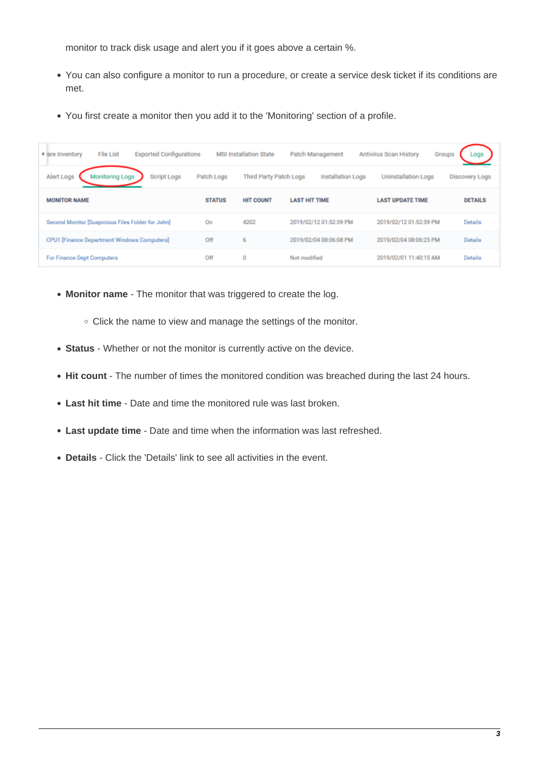monitor to track disk usage and alert you if it goes above a certain %.

- You can also configure a monitor to run a procedure, or create a service desk ticket if its conditions are met.
- You first create a monitor then you add it to the 'Monitoring' section of a profile.

| MONITOR NAME | STATUS | HIT COUNT | LAST HIT TIME | LAST UPDATE TIME | DETAILS |
|---|---|---|---|---|---|
| Second Monitor [Suspicious Files Folder for John] | On | 4202 | 2019/02/12 01:52:59 PM | 2019/02/12 01:52:59 PM | Details |
| CPU1 [Finance Department Windows Computers] | Off | 6 | 2019/02/04 08:06:08 PM | 2019/02/04 08:06:25 PM | Details |
| For Finance Dept Computers | Off | 0 | Not modified | 2019/02/01 11:40:15 AM | Details |

- **Monitor name** - The monitor that was triggered to create the log.
  - Click the name to view and manage the settings of the monitor.
- **Status** - Whether or not the monitor is currently active on the device.
- **Hit count** - The number of times the monitored condition was breached during the last 24 hours.
- **Last hit time** - Date and time the monitored rule was last broken.
- **Last update time** - Date and time when the information was last refreshed.
- **Details** - Click the 'Details' link to see all activities in the event.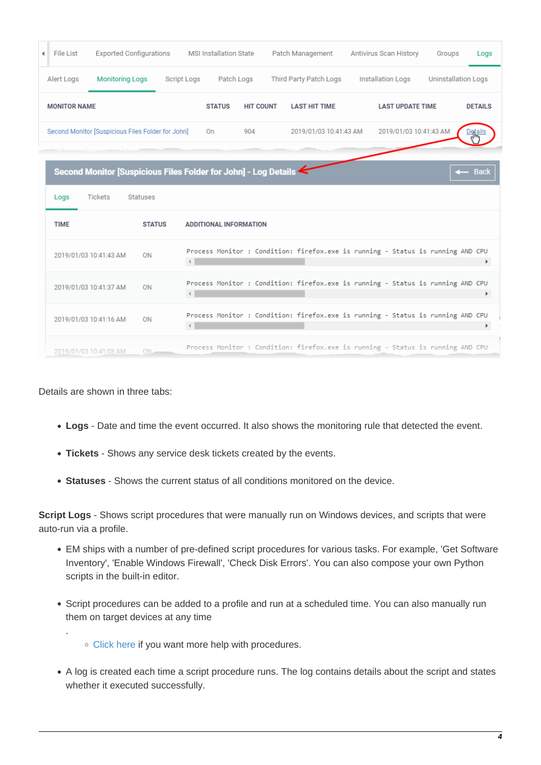Details are shown in three tabs:

- **Logs** - Date and time the event occurred. It also shows the monitoring rule that detected the event.
- **Tickets** - Shows any service desk tickets created by the events.
- **Statuses** - Shows the current status of all conditions monitored on the device.

**Script Logs** - Shows script procedures that were manually run on Windows devices, and scripts that were auto-run via a profile.

- EM ships with a number of pre-defined script procedures for various tasks. For example, 'Get Software Inventory', 'Enable Windows Firewall', 'Check Disk Errors'. You can also compose your own Python scripts in the built-in editor.
- Script procedures can be added to a profile and run at a scheduled time. You can also manually run them on target devices at any time

  .

  - Click here if you want more help with procedures.

- A log is created each time a script procedure runs. The log contains details about the script and states whether it executed successfully.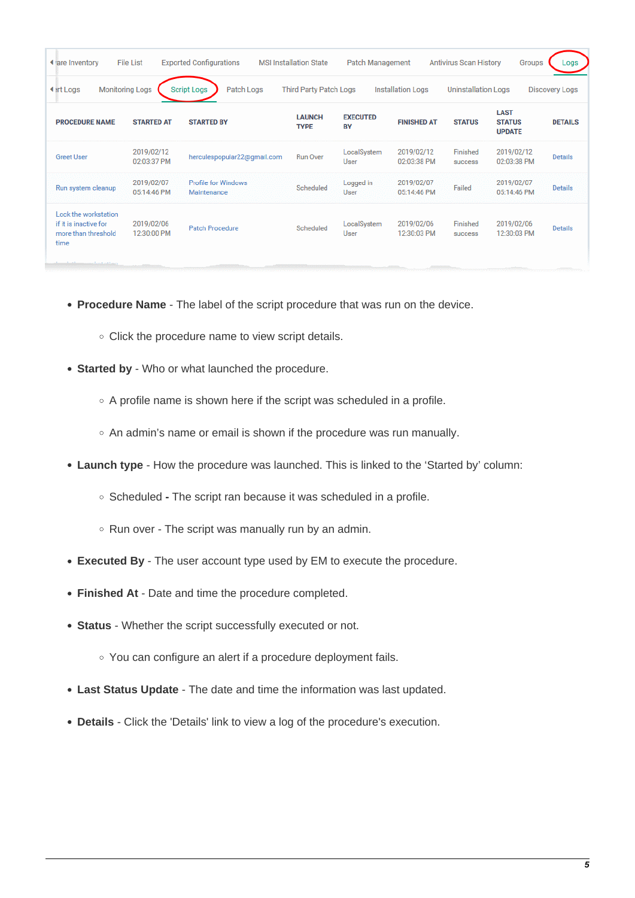| PROCEDURE NAME | STARTED AT | STARTED BY | LAUNCH TYPE | EXECUTED BY | FINISHED AT | STATUS | LAST STATUS UPDATE | DETAILS |
|---|---|---|---|---|---|---|---|---|
| Greet User | 2019/02/12 02:03:37 PM | herculespopular22@gmail.com | Run Over | LocalSystem User | 2019/02/12 02:03:38 PM | Finished success | 2019/02/12 02:03:38 PM | Details |
| Run system cleanup | 2019/02/07 05:14:46 PM | Profile for Windows Maintenance | Scheduled | Logged in User | 2019/02/07 05:14:46 PM | Failed | 2019/02/07 05:14:46 PM | Details |
| Lock the workstation if it is inactive for more than threshold time | 2019/02/06 12:30:00 PM | Patch Procedure | Scheduled | LocalSystem User | 2019/02/06 12:30:03 PM | Finished success | 2019/02/06 12:30:03 PM | Details |

- **Procedure Name** - The label of the script procedure that was run on the device.
    - Click the procedure name to view script details.
- **Started by** - Who or what launched the procedure.
    - A profile name is shown here if the script was scheduled in a profile.
    - An admin's name or email is shown if the procedure was run manually.
- **Launch type** - How the procedure was launched. This is linked to the 'Started by' column:
    - Scheduled **-** The script ran because it was scheduled in a profile.
    - Run over - The script was manually run by an admin.
- **Executed By** - The user account type used by EM to execute the procedure.
- **Finished At** - Date and time the procedure completed.
- **Status** - Whether the script successfully executed or not.
    - You can configure an alert if a procedure deployment fails.
- **Last Status Update** - The date and time the information was last updated.
- **Details** - Click the 'Details' link to view a log of the procedure's execution.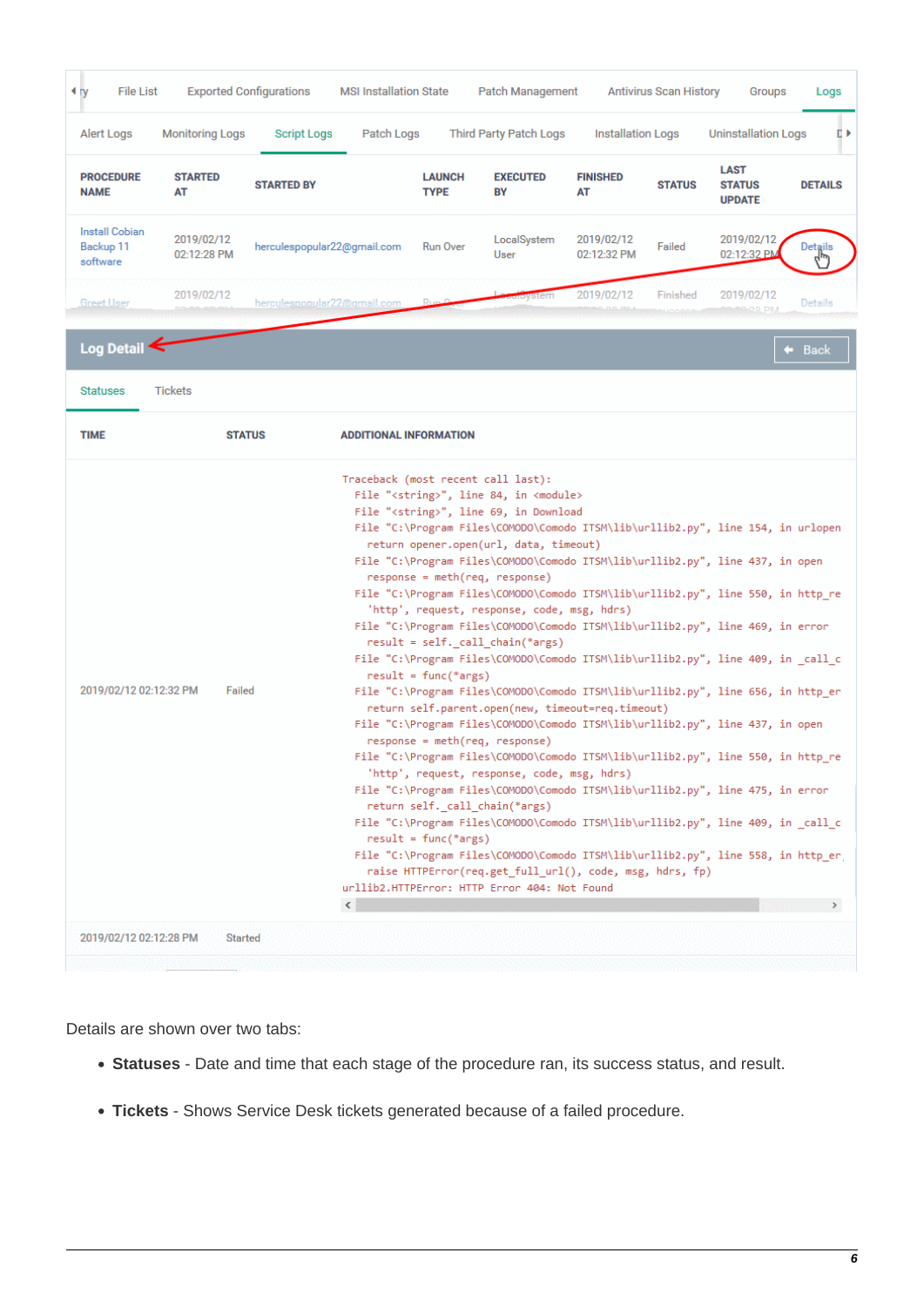| PROCEDURE NAME | STARTED AT | STARTED BY | LAUNCH TYPE | EXECUTED BY | FINISHED AT | STATUS | LAST STATUS UPDATE | DETAILS |
|---|---|---|---|---|---|---|---|---|
| Install Cobian Backup 11 software | 2019/02/12 02:12:28 PM | herculespopular22@gmail.com | Run Over | LocalSystem User | 2019/02/12 02:12:32 PM | Failed | 2019/02/12 02:12:32 PM | Details |
| Greet User | 2019/02/12 | herculespopular22@gmail.com | Run Over | LocalSystem | 2019/02/12 | Finished | 2019/02/12 | Details |

**Log Detail**

Statuses | Tickets

| TIME | STATUS | ADDITIONAL INFORMATION |
|---|---|---|
| 2019/02/12 02:12:32 PM | Failed | (traceback below) |
| 2019/02/12 02:12:28 PM | Started | |

```
Traceback (most recent call last):
  File "<string>", line 84, in <module>
  File "<string>", line 69, in Download
  File "C:\Program Files\COMODO\Comodo ITSM\lib\urllib2.py", line 154, in urlopen
    return opener.open(url, data, timeout)
  File "C:\Program Files\COMODO\Comodo ITSM\lib\urllib2.py", line 437, in open
    response = meth(req, response)
  File "C:\Program Files\COMODO\Comodo ITSM\lib\urllib2.py", line 550, in http_re
    'http', request, response, code, msg, hdrs)
  File "C:\Program Files\COMODO\Comodo ITSM\lib\urllib2.py", line 469, in error
    result = self._call_chain(*args)
  File "C:\Program Files\COMODO\Comodo ITSM\lib\urllib2.py", line 409, in _call_c
    result = func(*args)
  File "C:\Program Files\COMODO\Comodo ITSM\lib\urllib2.py", line 656, in http_er
    return self.parent.open(new, timeout=req.timeout)
  File "C:\Program Files\COMODO\Comodo ITSM\lib\urllib2.py", line 437, in open
    response = meth(req, response)
  File "C:\Program Files\COMODO\Comodo ITSM\lib\urllib2.py", line 550, in http_re
    'http', request, response, code, msg, hdrs)
  File "C:\Program Files\COMODO\Comodo ITSM\lib\urllib2.py", line 475, in error
    return self._call_chain(*args)
  File "C:\Program Files\COMODO\Comodo ITSM\lib\urllib2.py", line 409, in _call_c
    result = func(*args)
  File "C:\Program Files\COMODO\Comodo ITSM\lib\urllib2.py", line 558, in http_er
    raise HTTPError(req.get_full_url(), code, msg, hdrs, fp)
urllib2.HTTPError: HTTP Error 404: Not Found
```

Details are shown over two tabs:

- **Statuses** - Date and time that each stage of the procedure ran, its success status, and result.
- **Tickets** - Shows Service Desk tickets generated because of a failed procedure.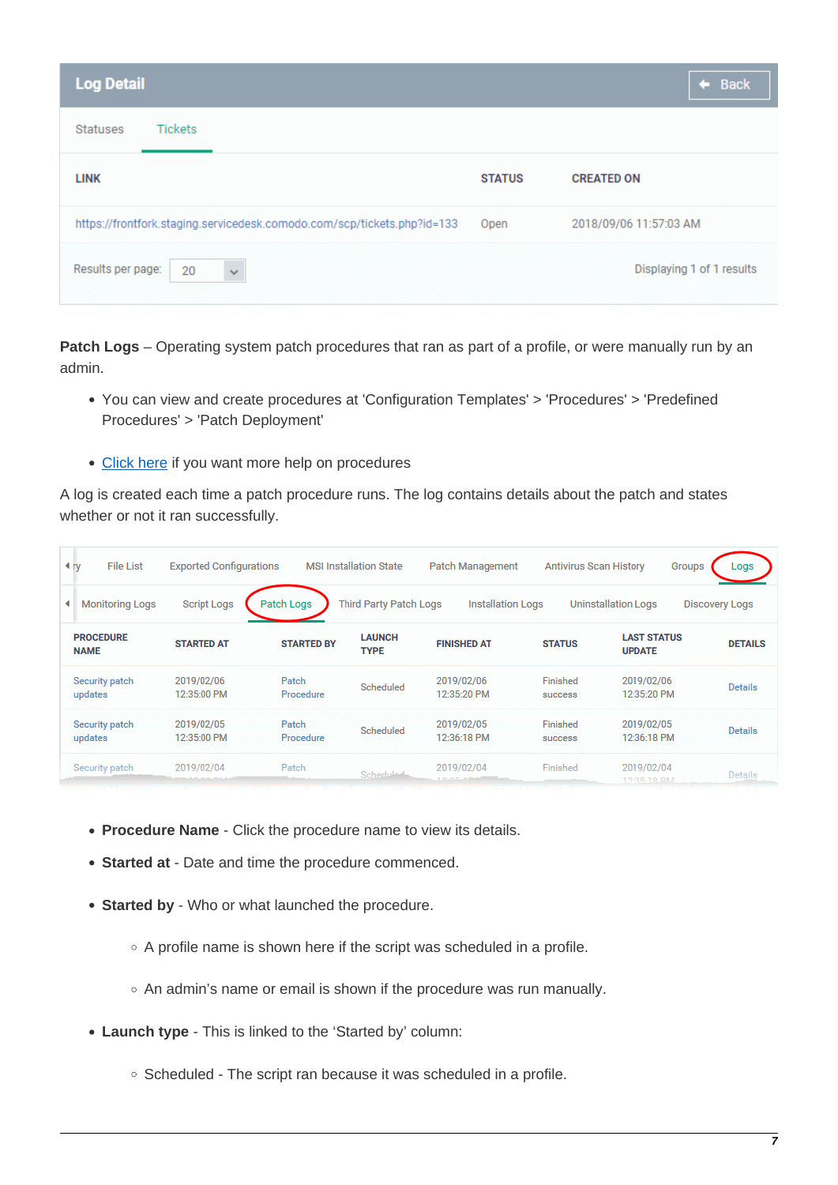**Log Detail**

Back

Statuses | Tickets

| LINK | STATUS | CREATED ON |
| --- | --- | --- |
| https://frontfork.staging.servicedesk.comodo.com/scp/tickets.php?id=133 | Open | 2018/09/06 11:57:03 AM |

Results per page: 20 — Displaying 1 of 1 results

**Patch Logs** – Operating system patch procedures that ran as part of a profile, or were manually run by an admin.

- You can view and create procedures at 'Configuration Templates' > 'Procedures' > 'Predefined Procedures' > 'Patch Deployment'
- Click here if you want more help on procedures

A log is created each time a patch procedure runs. The log contains details about the patch and states whether or not it ran successfully.

ry | File List | Exported Configurations | MSI Installation State | Patch Management | Antivirus Scan History | Groups | Logs

Monitoring Logs | Script Logs | Patch Logs | Third Party Patch Logs | Installation Logs | Uninstallation Logs | Discovery Logs

| PROCEDURE NAME | STARTED AT | STARTED BY | LAUNCH TYPE | FINISHED AT | STATUS | LAST STATUS UPDATE | DETAILS |
| --- | --- | --- | --- | --- | --- | --- | --- |
| Security patch updates | 2019/02/06 12:35:00 PM | Patch Procedure | Scheduled | 2019/02/06 12:35:20 PM | Finished success | 2019/02/06 12:35:20 PM | Details |
| Security patch updates | 2019/02/05 12:35:00 PM | Patch Procedure | Scheduled | 2019/02/05 12:36:18 PM | Finished success | 2019/02/05 12:36:18 PM | Details |
| Security patch | 2019/02/04 | Patch | Scheduled | 2019/02/04 | Finished | 2019/02/04 | Details |

- **Procedure Name** - Click the procedure name to view its details.
- **Started at** - Date and time the procedure commenced.
- **Started by** - Who or what launched the procedure.
  - A profile name is shown here if the script was scheduled in a profile.
  - An admin's name or email is shown if the procedure was run manually.
- **Launch type** - This is linked to the 'Started by' column:
  - Scheduled - The script ran because it was scheduled in a profile.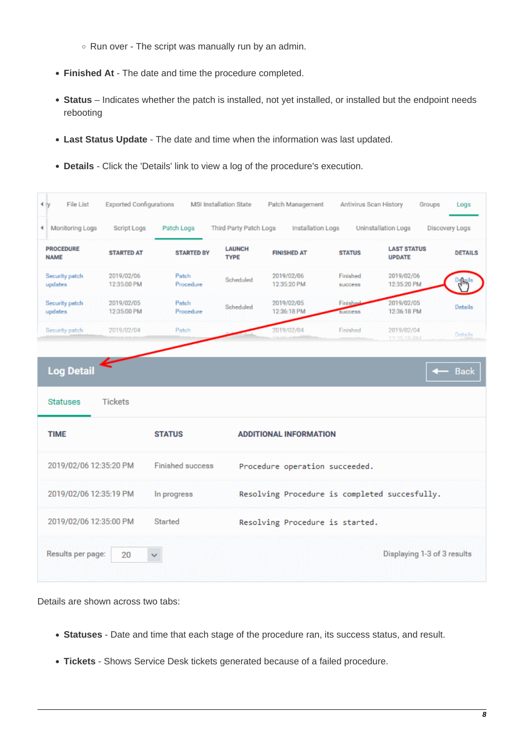- Run over - The script was manually run by an admin.

- **Finished At** - The date and time the procedure completed.
- **Status** – Indicates whether the patch is installed, not yet installed, or installed but the endpoint needs rebooting
- **Last Status Update** - The date and time when the information was last updated.
- **Details** - Click the 'Details' link to view a log of the procedure's execution.

Details are shown across two tabs:

- **Statuses** - Date and time that each stage of the procedure ran, its success status, and result.
- **Tickets** - Shows Service Desk tickets generated because of a failed procedure.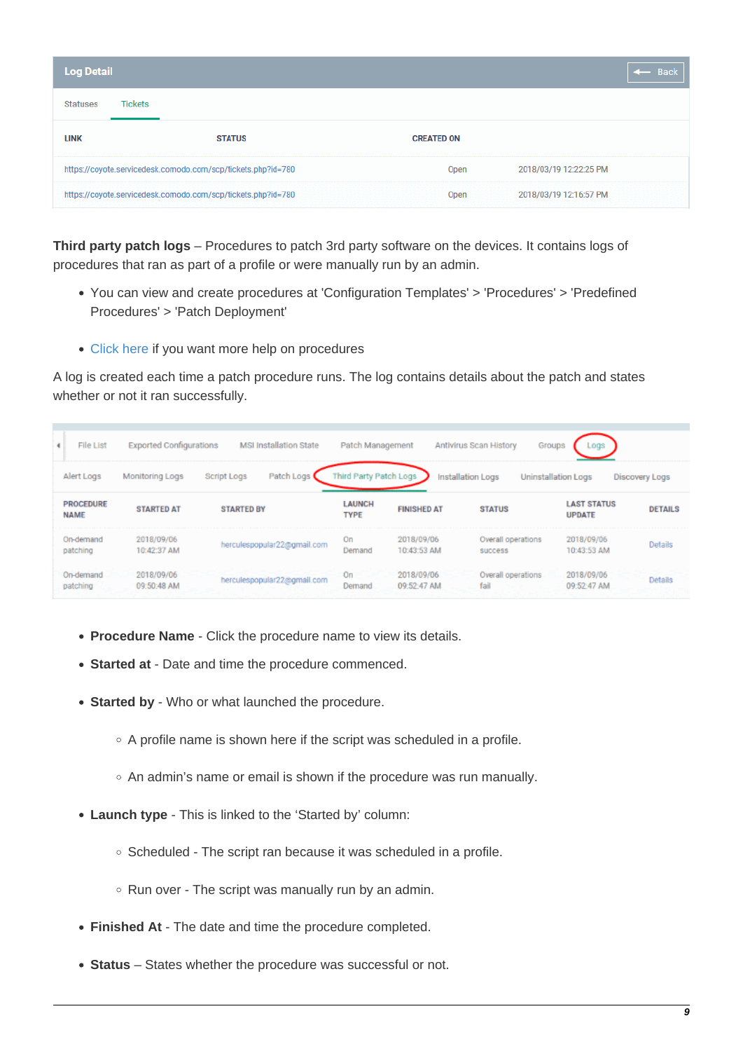| LINK | STATUS | CREATED ON |
| --- | --- | --- |
| https://coyote.servicedesk.comodo.com/scp/tickets.php?id=780 | Open | 2018/03/19 12:22:25 PM |
| https://coyote.servicedesk.comodo.com/scp/tickets.php?id=780 | Open | 2018/03/19 12:16:57 PM |

**Third party patch logs** – Procedures to patch 3rd party software on the devices. It contains logs of procedures that ran as part of a profile or were manually run by an admin.

- You can view and create procedures at 'Configuration Templates' > 'Procedures' > 'Predefined Procedures' > 'Patch Deployment'
- Click here if you want more help on procedures

A log is created each time a patch procedure runs. The log contains details about the patch and states whether or not it ran successfully.

| PROCEDURE NAME | STARTED AT | STARTED BY | LAUNCH TYPE | FINISHED AT | STATUS | LAST STATUS UPDATE | DETAILS |
| --- | --- | --- | --- | --- | --- | --- | --- |
| On-demand patching | 2018/09/06 10:42:37 AM | herculespopular22@gmail.com | On Demand | 2018/09/06 10:43:53 AM | Overall operations success | 2018/09/06 10:43:53 AM | Details |
| On-demand patching | 2018/09/06 09:50:48 AM | herculespopular22@gmail.com | On Demand | 2018/09/06 09:52:47 AM | Overall operations fail | 2018/09/06 09:52:47 AM | Details |

- **Procedure Name** - Click the procedure name to view its details.
- **Started at** - Date and time the procedure commenced.
- **Started by** - Who or what launched the procedure.
  - A profile name is shown here if the script was scheduled in a profile.
  - An admin's name or email is shown if the procedure was run manually.
- **Launch type** - This is linked to the 'Started by' column:
  - Scheduled - The script ran because it was scheduled in a profile.
  - Run over - The script was manually run by an admin.
- **Finished At** - The date and time the procedure completed.
- **Status** – States whether the procedure was successful or not.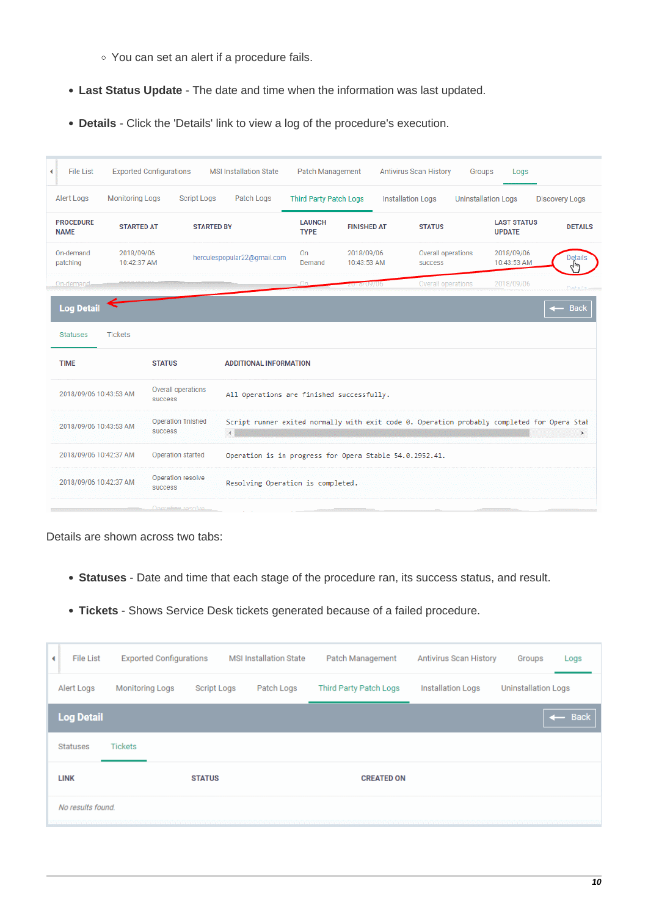- You can set an alert if a procedure fails.

- **Last Status Update** - The date and time when the information was last updated.
- **Details** - Click the 'Details' link to view a log of the procedure's execution.

Details are shown across two tabs:

- **Statuses** - Date and time that each stage of the procedure ran, its success status, and result.
- **Tickets** - Shows Service Desk tickets generated because of a failed procedure.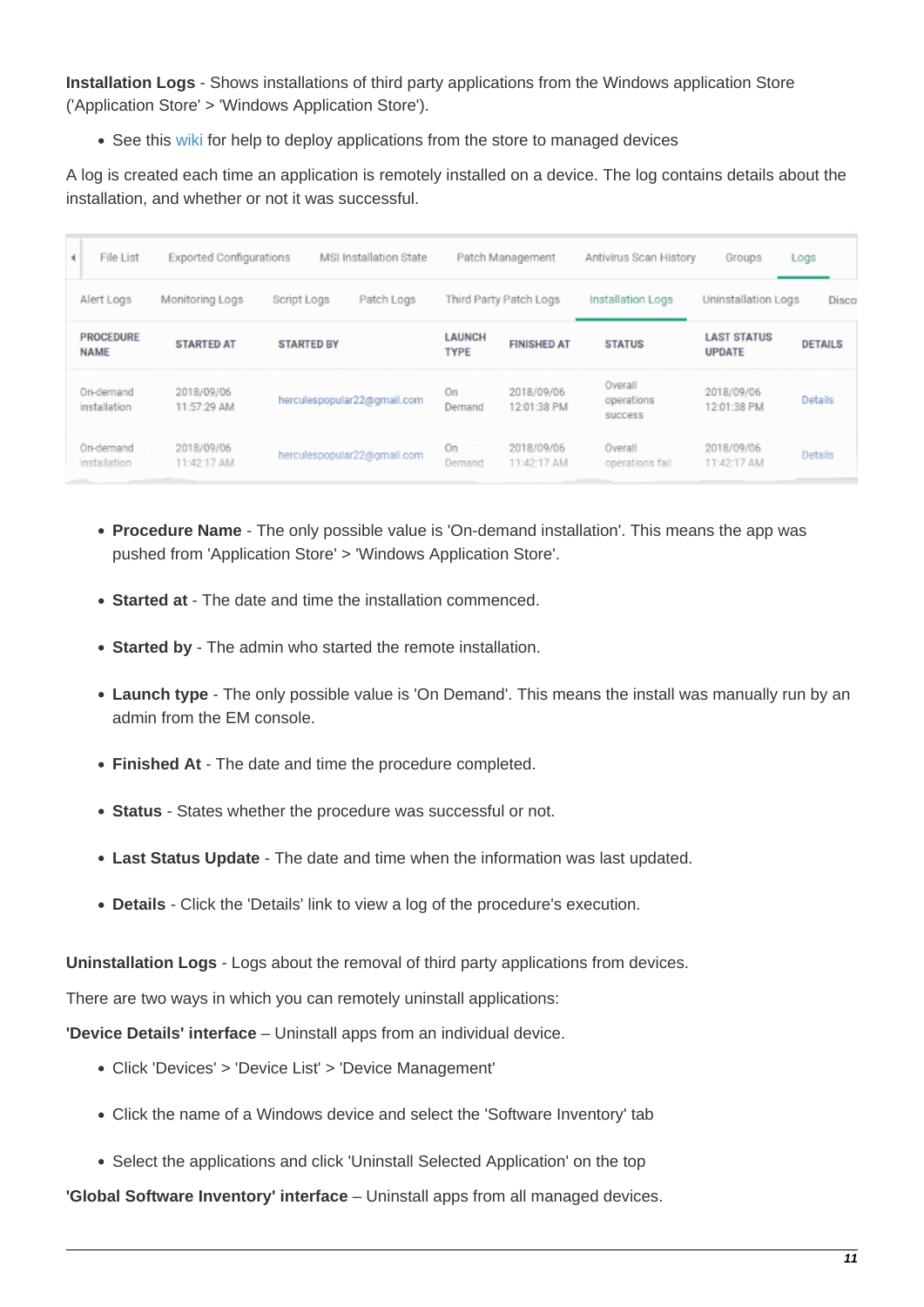**Installation Logs** - Shows installations of third party applications from the Windows application Store ('Application Store' > 'Windows Application Store').

- See this wiki for help to deploy applications from the store to managed devices

A log is created each time an application is remotely installed on a device. The log contains details about the installation, and whether or not it was successful.

| PROCEDURE NAME | STARTED AT | STARTED BY | LAUNCH TYPE | FINISHED AT | STATUS | LAST STATUS UPDATE | DETAILS |
|---|---|---|---|---|---|---|---|
| On-demand installation | 2018/09/06 11:57:29 AM | herculespopular22@gmail.com | On Demand | 2018/09/06 12:01:38 PM | Overall operations success | 2018/09/06 12:01:38 PM | Details |
| On-demand installation | 2018/09/06 11:42:17 AM | herculespopular22@gmail.com | On Demand | 2018/09/06 11:42:17 AM | Overall operations fail | 2018/09/06 11:42:17 AM | Details |

- **Procedure Name** - The only possible value is 'On-demand installation'. This means the app was pushed from 'Application Store' > 'Windows Application Store'.
- **Started at** - The date and time the installation commenced.
- **Started by** - The admin who started the remote installation.
- **Launch type** - The only possible value is 'On Demand'. This means the install was manually run by an admin from the EM console.
- **Finished At** - The date and time the procedure completed.
- **Status** - States whether the procedure was successful or not.
- **Last Status Update** - The date and time when the information was last updated.
- **Details** - Click the 'Details' link to view a log of the procedure's execution.

**Uninstallation Logs** - Logs about the removal of third party applications from devices.

There are two ways in which you can remotely uninstall applications:

**'Device Details' interface** – Uninstall apps from an individual device.

- Click 'Devices' > 'Device List' > 'Device Management'
- Click the name of a Windows device and select the 'Software Inventory' tab
- Select the applications and click 'Uninstall Selected Application' on the top

**'Global Software Inventory' interface** – Uninstall apps from all managed devices.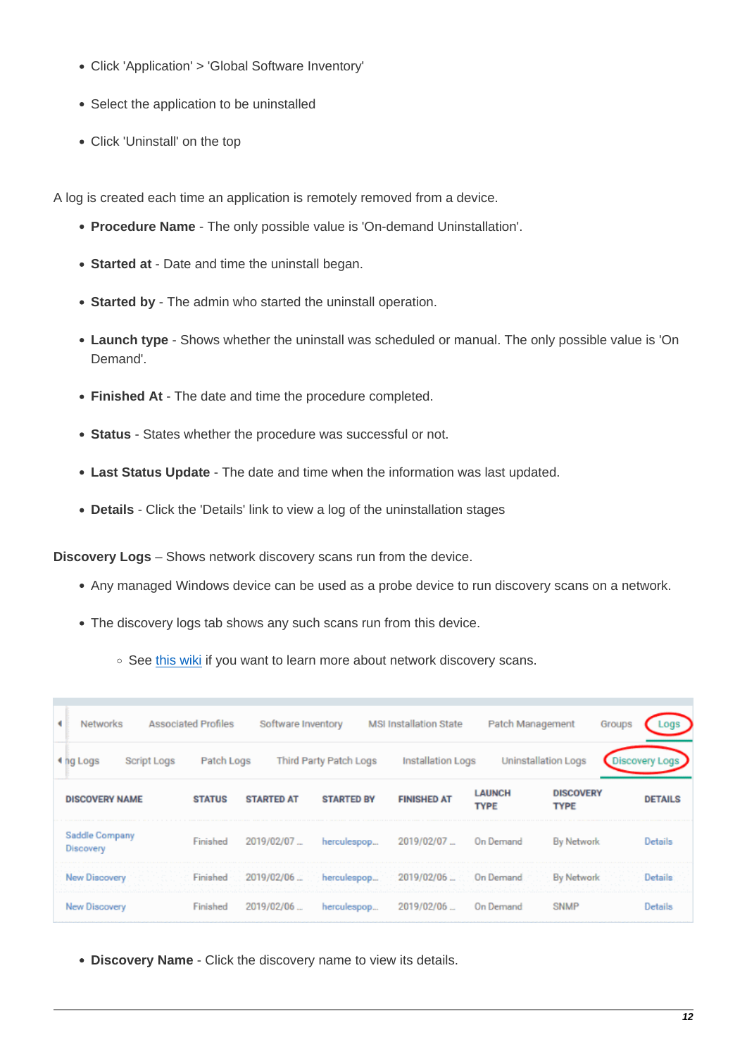- Click 'Application' > 'Global Software Inventory'
- Select the application to be uninstalled
- Click 'Uninstall' on the top

A log is created each time an application is remotely removed from a device.

- **Procedure Name** - The only possible value is 'On-demand Uninstallation'.
- **Started at** - Date and time the uninstall began.
- **Started by** - The admin who started the uninstall operation.
- **Launch type** - Shows whether the uninstall was scheduled or manual. The only possible value is 'On Demand'.
- **Finished At** - The date and time the procedure completed.
- **Status** - States whether the procedure was successful or not.
- **Last Status Update** - The date and time when the information was last updated.
- **Details** - Click the 'Details' link to view a log of the uninstallation stages

**Discovery Logs** – Shows network discovery scans run from the device.

- Any managed Windows device can be used as a probe device to run discovery scans on a network.
- The discovery logs tab shows any such scans run from this device.
    - See this wiki if you want to learn more about network discovery scans.

Networks | Associated Profiles | Software Inventory | MSI Installation State | Patch Management | Groups | Logs

ng Logs | Script Logs | Patch Logs | Third Party Patch Logs | Installation Logs | Uninstallation Logs | Discovery Logs

| DISCOVERY NAME | STATUS | STARTED AT | STARTED BY | FINISHED AT | LAUNCH TYPE | DISCOVERY TYPE | DETAILS |
|---|---|---|---|---|---|---|---|
| Saddle Company Discovery | Finished | 2019/02/07 ... | herculespop... | 2019/02/07 ... | On Demand | By Network | Details |
| New Discovery | Finished | 2019/02/06 ... | herculespop... | 2019/02/06 ... | On Demand | By Network | Details |
| New Discovery | Finished | 2019/02/06 ... | herculespop... | 2019/02/06 ... | On Demand | SNMP | Details |

- **Discovery Name** - Click the discovery name to view its details.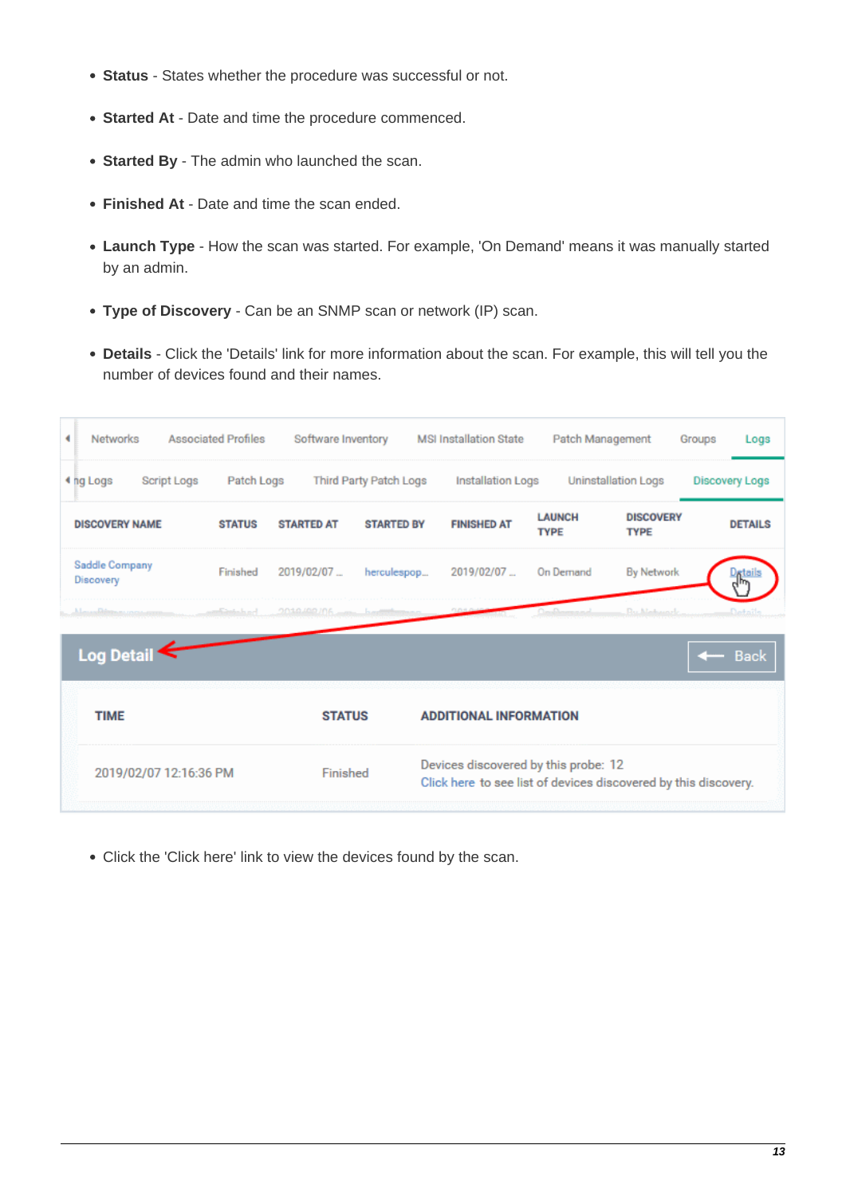- **Status** - States whether the procedure was successful or not.
- **Started At** - Date and time the procedure commenced.
- **Started By** - The admin who launched the scan.
- **Finished At** - Date and time the scan ended.
- **Launch Type** - How the scan was started. For example, 'On Demand' means it was manually started by an admin.
- **Type of Discovery** - Can be an SNMP scan or network (IP) scan.
- **Details** - Click the 'Details' link for more information about the scan. For example, this will tell you the number of devices found and their names.

- Click the 'Click here' link to view the devices found by the scan.